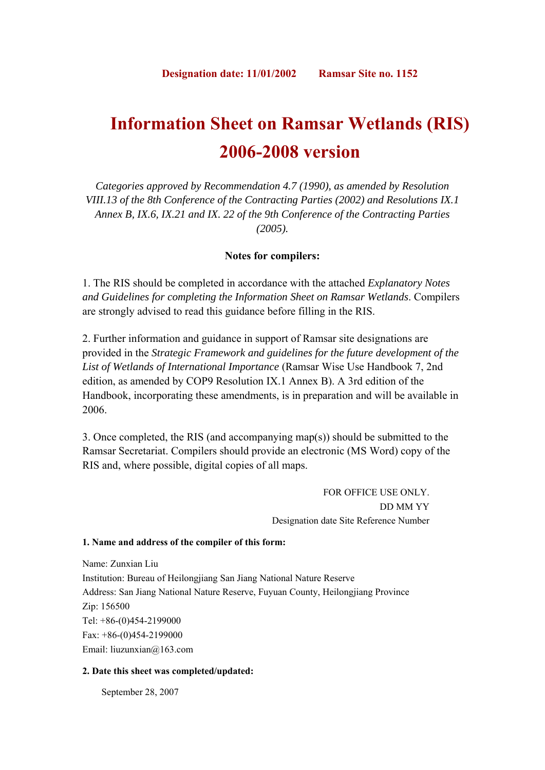**Designation date: 11/01/2002 Ramsar Site no. 1152**

# Information Sheet on Ramsar Wetlands (RIS) 2006-2008 version

*Categories approved by Recommendation 4.7 (1990), as amended by Resolution VIII.13 of the 8th Conference of the Contracting Parties (2002) and Resolutions IX.1 Annex B, IX.6, IX.21 and IX. 22 of the 9th Conference of the Contracting Parties (2005).*

**Notes for compilers:**

1. The RIS should be completed in accordance with the attached *Explanatory Notes and Guidelines for completing the Information Sheet on Ramsar Wetlands*. Compilers are strongly advised to read this guidance before filling in the RIS.

2. Further information and guidance in support of Ramsar site designations are provided in the *Strategic Framework and guidelines for the future development of the List of Wetlands of International Importance* (Ramsar Wise Use Handbook 7, 2nd edition, as amended by COP9 Resolution IX.1 Annex B). A 3rd edition of the Handbook, incorporating these amendments, is in preparation and will be available in 2006.

3. Once completed, the RIS (and accompanying map(s)) should be submitted to the Ramsar Secretariat. Compilers should provide an electronic (MS Word) copy of the RIS and, where possible, digital copies of all maps.

FOR OFFICE USE ONLY.
DD MM YY
Designation date Site Reference Number

**1. Name and address of the compiler of this form:**

Name: Zunxian Liu
Institution: Bureau of Heilongjiang San Jiang National Nature Reserve
Address: San Jiang National Nature Reserve, Fuyuan County, Heilongjiang Province
Zip: 156500
Tel: +86-(0)454-2199000
Fax: +86-(0)454-2199000
Email: liuzunxian@163.com

**2. Date this sheet was completed/updated:**

September 28, 2007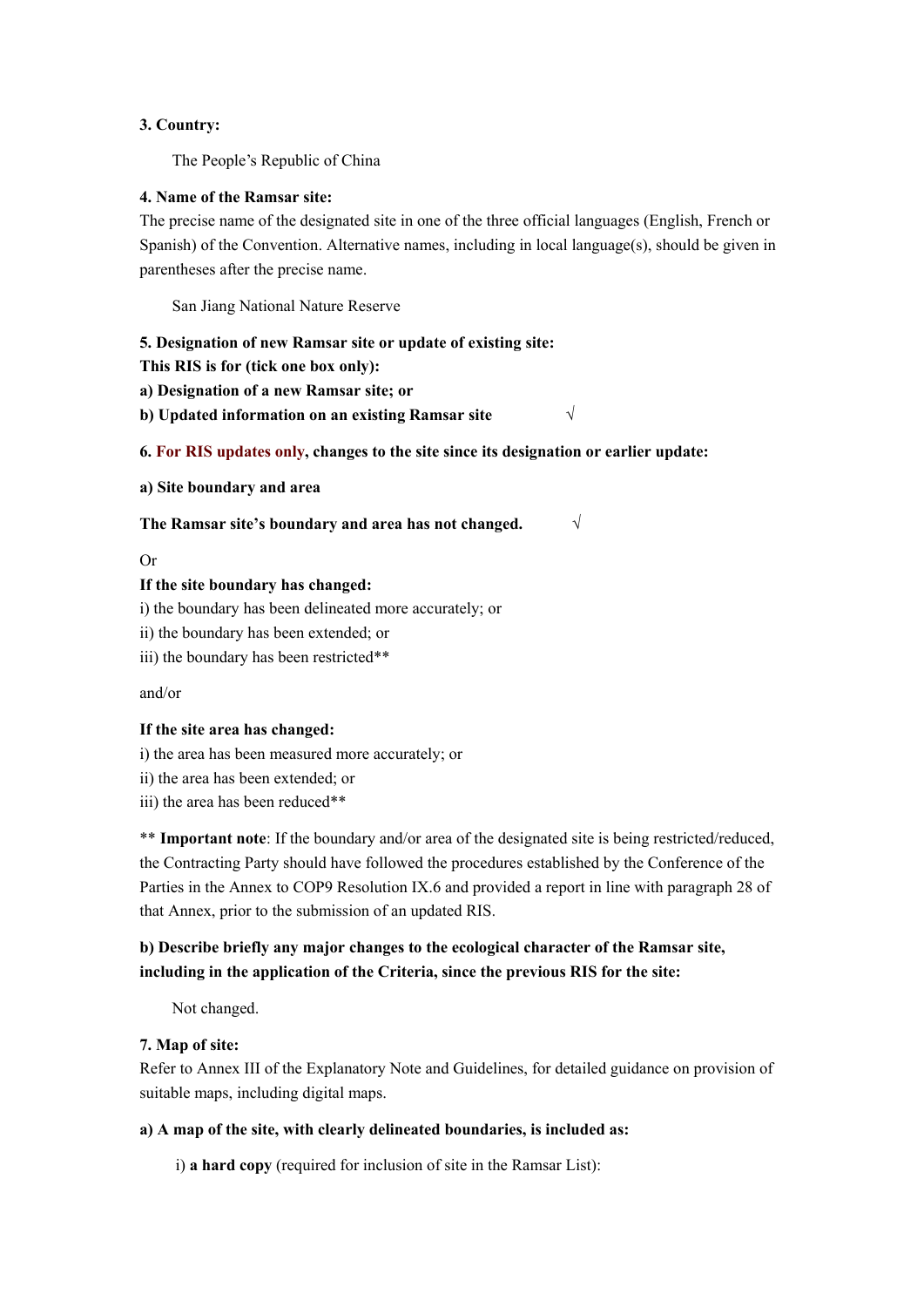**3. Country:**

The People's Republic of China

**4. Name of the Ramsar site:**
The precise name of the designated site in one of the three official languages (English, French or Spanish) of the Convention. Alternative names, including in local language(s), should be given in parentheses after the precise name.

San Jiang National Nature Reserve

**5. Designation of new Ramsar site or update of existing site:**
**This RIS is for (tick one box only):**
**a) Designation of a new Ramsar site; or**
**b) Updated information on an existing Ramsar site** √

**6. For RIS updates only, changes to the site since its designation or earlier update:**

**a) Site boundary and area**

**The Ramsar site's boundary and area has not changed.** √

Or
**If the site boundary has changed:**
i) the boundary has been delineated more accurately; or
ii) the boundary has been extended; or
iii) the boundary has been restricted**

and/or

**If the site area has changed:**
i) the area has been measured more accurately; or
ii) the area has been extended; or
iii) the area has been reduced**

** **Important note**: If the boundary and/or area of the designated site is being restricted/reduced, the Contracting Party should have followed the procedures established by the Conference of the Parties in the Annex to COP9 Resolution IX.6 and provided a report in line with paragraph 28 of that Annex, prior to the submission of an updated RIS.

**b) Describe briefly any major changes to the ecological character of the Ramsar site, including in the application of the Criteria, since the previous RIS for the site:**

Not changed.

**7. Map of site:**
Refer to Annex III of the Explanatory Note and Guidelines, for detailed guidance on provision of suitable maps, including digital maps.

**a) A map of the site, with clearly delineated boundaries, is included as:**

i) **a hard copy** (required for inclusion of site in the Ramsar List):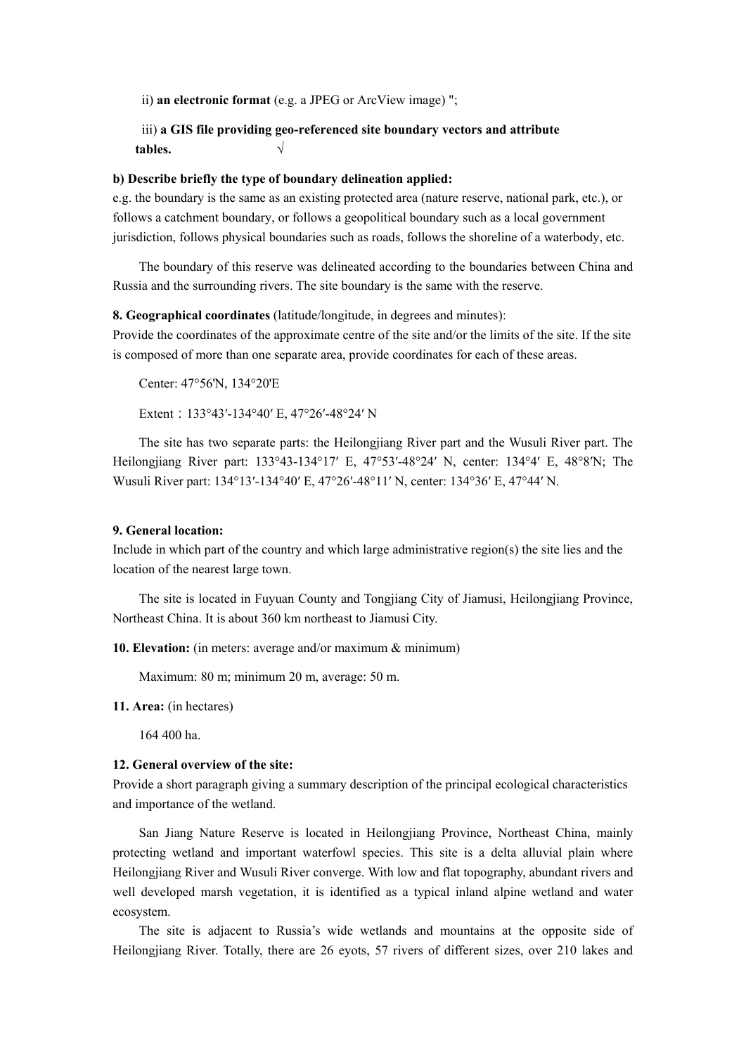ii) **an electronic format** (e.g. a JPEG or ArcView image) ";

iii) **a GIS file providing geo-referenced site boundary vectors and attribute tables.** √

**b) Describe briefly the type of boundary delineation applied:**

e.g. the boundary is the same as an existing protected area (nature reserve, national park, etc.), or follows a catchment boundary, or follows a geopolitical boundary such as a local government jurisdiction, follows physical boundaries such as roads, follows the shoreline of a waterbody, etc.

The boundary of this reserve was delineated according to the boundaries between China and Russia and the surrounding rivers. The site boundary is the same with the reserve.

**8. Geographical coordinates** (latitude/longitude, in degrees and minutes):

Provide the coordinates of the approximate centre of the site and/or the limits of the site. If the site is composed of more than one separate area, provide coordinates for each of these areas.

Center: 47°56'N, 134°20'E

Extent：133°43′-134°40′ E, 47°26′-48°24′ N

The site has two separate parts: the Heilongjiang River part and the Wusuli River part. The Heilongjiang River part: 133°43-134°17′ E, 47°53′-48°24′ N, center: 134°4′ E, 48°8′N; The Wusuli River part: 134°13′-134°40′ E, 47°26′-48°11′ N, center: 134°36′ E, 47°44′ N.

**9. General location:**

Include in which part of the country and which large administrative region(s) the site lies and the location of the nearest large town.

The site is located in Fuyuan County and Tongjiang City of Jiamusi, Heilongjiang Province, Northeast China. It is about 360 km northeast to Jiamusi City.

**10. Elevation:** (in meters: average and/or maximum & minimum)

Maximum: 80 m; minimum 20 m, average: 50 m.

**11. Area:** (in hectares)

164 400 ha.

**12. General overview of the site:**

Provide a short paragraph giving a summary description of the principal ecological characteristics and importance of the wetland.

San Jiang Nature Reserve is located in Heilongjiang Province, Northeast China, mainly protecting wetland and important waterfowl species. This site is a delta alluvial plain where Heilongjiang River and Wusuli River converge. With low and flat topography, abundant rivers and well developed marsh vegetation, it is identified as a typical inland alpine wetland and water ecosystem.

The site is adjacent to Russia's wide wetlands and mountains at the opposite side of Heilongjiang River. Totally, there are 26 eyots, 57 rivers of different sizes, over 210 lakes and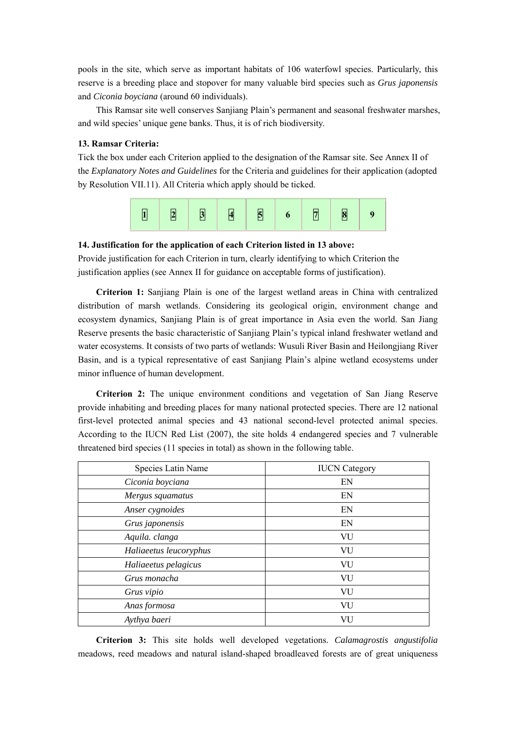pools in the site, which serve as important habitats of 106 waterfowl species. Particularly, this reserve is a breeding place and stopover for many valuable bird species such as *Grus japonensis* and *Ciconia boyciana* (around 60 individuals).

This Ramsar site well conserves Sanjiang Plain's permanent and seasonal freshwater marshes, and wild species' unique gene banks. Thus, it is of rich biodiversity.

**13. Ramsar Criteria:**

Tick the box under each Criterion applied to the designation of the Ramsar site. See Annex II of the *Explanatory Notes and Guidelines* for the Criteria and guidelines for their application (adopted by Resolution VII.11). All Criteria which apply should be ticked.

| 1 | 2 | 3 | 4 | 5 | 6 | 7 | 8 | 9 |
|---|---|---|---|---|---|---|---|---|
| ☒ | ☒ | ☒ | ☒ | ☒ | ☐ | ☒ | ☒ | ☐ |

**14. Justification for the application of each Criterion listed in 13 above:**

Provide justification for each Criterion in turn, clearly identifying to which Criterion the justification applies (see Annex II for guidance on acceptable forms of justification).

**Criterion 1:** Sanjiang Plain is one of the largest wetland areas in China with centralized distribution of marsh wetlands. Considering its geological origin, environment change and ecosystem dynamics, Sanjiang Plain is of great importance in Asia even the world. San Jiang Reserve presents the basic characteristic of Sanjiang Plain's typical inland freshwater wetland and water ecosystems. It consists of two parts of wetlands: Wusuli River Basin and Heilongjiang River Basin, and is a typical representative of east Sanjiang Plain's alpine wetland ecosystems under minor influence of human development.

**Criterion 2:** The unique environment conditions and vegetation of San Jiang Reserve provide inhabiting and breeding places for many national protected species. There are 12 national first-level protected animal species and 43 national second-level protected animal species. According to the IUCN Red List (2007), the site holds 4 endangered species and 7 vulnerable threatened bird species (11 species in total) as shown in the following table.

| Species Latin Name | IUCN Category |
|---|---|
| *Ciconia boyciana* | EN |
| *Mergus squamatus* | EN |
| *Anser cygnoides* | EN |
| *Grus japonensis* | EN |
| *Aquila. clanga* | VU |
| *Haliaeetus leucoryphus* | VU |
| *Haliaeetus pelagicus* | VU |
| *Grus monacha* | VU |
| *Grus vipio* | VU |
| *Anas formosa* | VU |
| *Aythya baeri* | VU |

**Criterion 3:** This site holds well developed vegetations. *Calamagrostis angustifolia* meadows, reed meadows and natural island-shaped broadleaved forests are of great uniqueness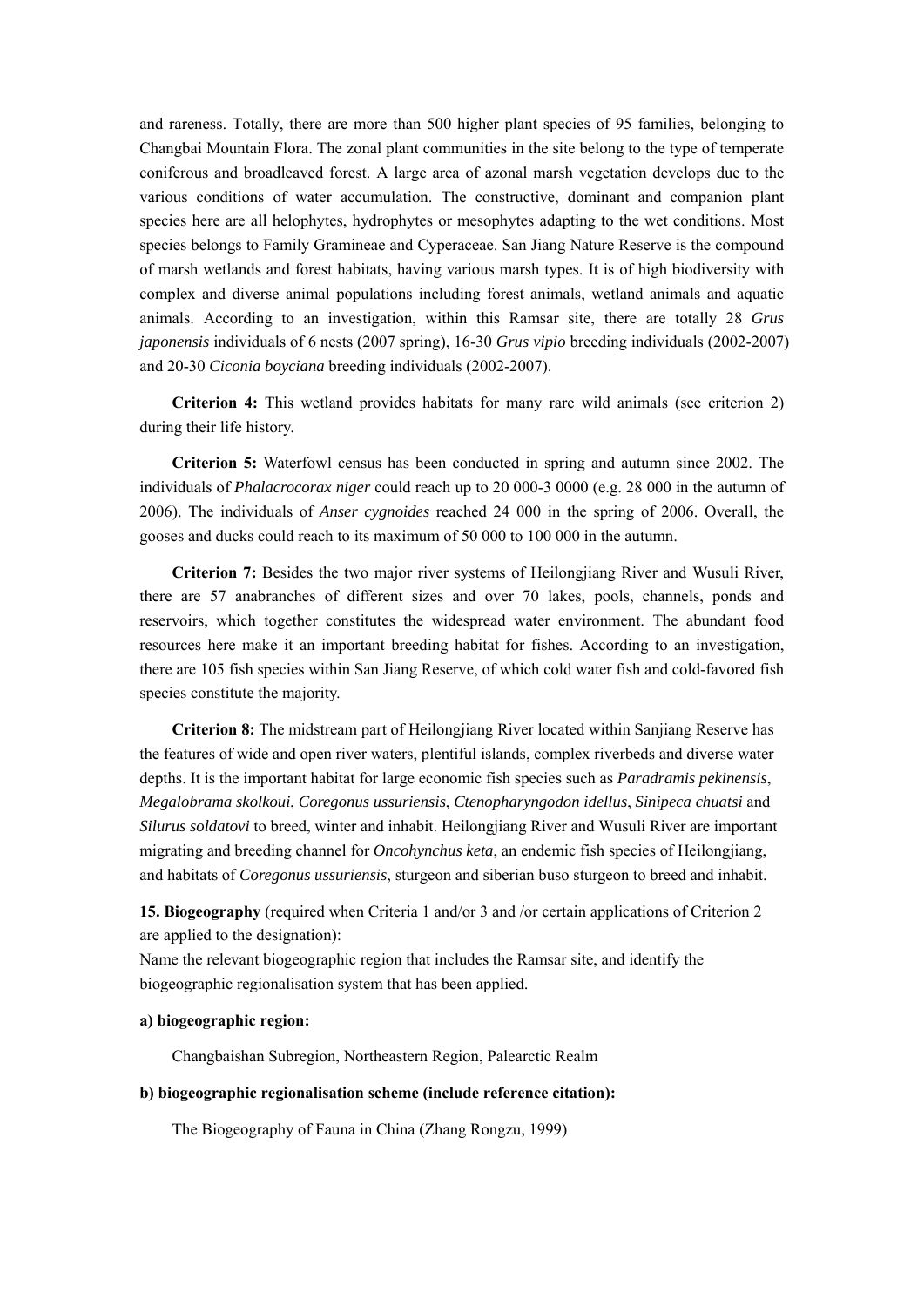and rareness. Totally, there are more than 500 higher plant species of 95 families, belonging to Changbai Mountain Flora. The zonal plant communities in the site belong to the type of temperate coniferous and broadleaved forest. A large area of azonal marsh vegetation develops due to the various conditions of water accumulation. The constructive, dominant and companion plant species here are all helophytes, hydrophytes or mesophytes adapting to the wet conditions. Most species belongs to Family Gramineae and Cyperaceae. San Jiang Nature Reserve is the compound of marsh wetlands and forest habitats, having various marsh types. It is of high biodiversity with complex and diverse animal populations including forest animals, wetland animals and aquatic animals. According to an investigation, within this Ramsar site, there are totally 28 *Grus japonensis* individuals of 6 nests (2007 spring), 16-30 *Grus vipio* breeding individuals (2002-2007) and 20-30 *Ciconia boyciana* breeding individuals (2002-2007).

**Criterion 4:** This wetland provides habitats for many rare wild animals (see criterion 2) during their life history.

**Criterion 5:** Waterfowl census has been conducted in spring and autumn since 2002. The individuals of *Phalacrocorax niger* could reach up to 20 000-3 0000 (e.g. 28 000 in the autumn of 2006). The individuals of *Anser cygnoides* reached 24 000 in the spring of 2006. Overall, the gooses and ducks could reach to its maximum of 50 000 to 100 000 in the autumn.

**Criterion 7:** Besides the two major river systems of Heilongjiang River and Wusuli River, there are 57 anabranches of different sizes and over 70 lakes, pools, channels, ponds and reservoirs, which together constitutes the widespread water environment. The abundant food resources here make it an important breeding habitat for fishes. According to an investigation, there are 105 fish species within San Jiang Reserve, of which cold water fish and cold-favored fish species constitute the majority.

**Criterion 8:** The midstream part of Heilongjiang River located within Sanjiang Reserve has the features of wide and open river waters, plentiful islands, complex riverbeds and diverse water depths. It is the important habitat for large economic fish species such as *Paradramis pekinensis*, *Megalobrama skolkoui*, *Coregonus ussuriensis*, *Ctenopharyngodon idellus*, *Sinipeca chuatsi* and *Silurus soldatovi* to breed, winter and inhabit. Heilongjiang River and Wusuli River are important migrating and breeding channel for *Oncohynchus keta*, an endemic fish species of Heilongjiang, and habitats of *Coregonus ussuriensis*, sturgeon and siberian buso sturgeon to breed and inhabit.

**15. Biogeography** (required when Criteria 1 and/or 3 and /or certain applications of Criterion 2 are applied to the designation):
Name the relevant biogeographic region that includes the Ramsar site, and identify the biogeographic regionalisation system that has been applied.

**a) biogeographic region:**

Changbaishan Subregion, Northeastern Region, Palearctic Realm

**b) biogeographic regionalisation scheme (include reference citation):**

The Biogeography of Fauna in China (Zhang Rongzu, 1999)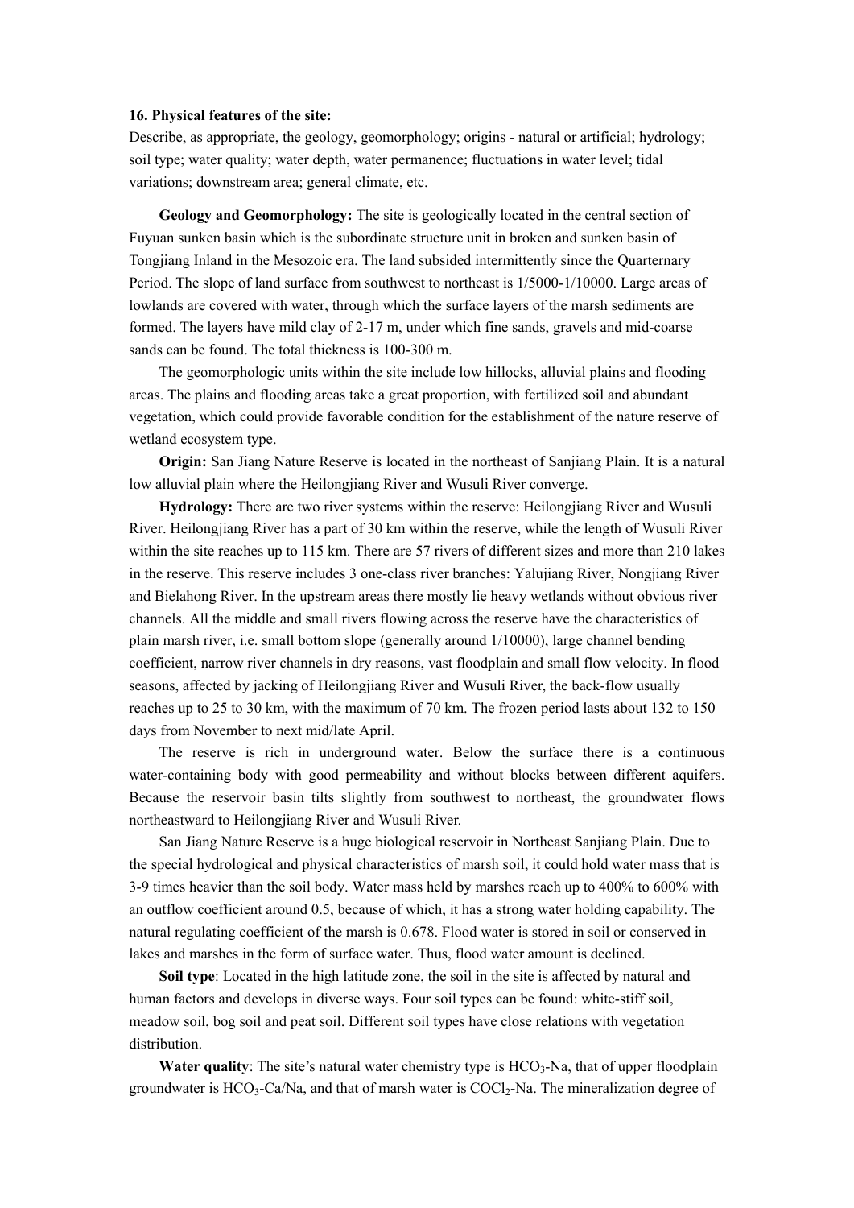**16. Physical features of the site:**

Describe, as appropriate, the geology, geomorphology; origins - natural or artificial; hydrology; soil type; water quality; water depth, water permanence; fluctuations in water level; tidal variations; downstream area; general climate, etc.

**Geology and Geomorphology:** The site is geologically located in the central section of Fuyuan sunken basin which is the subordinate structure unit in broken and sunken basin of Tongjiang Inland in the Mesozoic era. The land subsided intermittently since the Quarternary Period. The slope of land surface from southwest to northeast is 1/5000-1/10000. Large areas of lowlands are covered with water, through which the surface layers of the marsh sediments are formed. The layers have mild clay of 2-17 m, under which fine sands, gravels and mid-coarse sands can be found. The total thickness is 100-300 m.

The geomorphologic units within the site include low hillocks, alluvial plains and flooding areas. The plains and flooding areas take a great proportion, with fertilized soil and abundant vegetation, which could provide favorable condition for the establishment of the nature reserve of wetland ecosystem type.

**Origin:** San Jiang Nature Reserve is located in the northeast of Sanjiang Plain. It is a natural low alluvial plain where the Heilongjiang River and Wusuli River converge.

**Hydrology:** There are two river systems within the reserve: Heilongjiang River and Wusuli River. Heilongjiang River has a part of 30 km within the reserve, while the length of Wusuli River within the site reaches up to 115 km. There are 57 rivers of different sizes and more than 210 lakes in the reserve. This reserve includes 3 one-class river branches: Yalujiang River, Nongjiang River and Bielahong River. In the upstream areas there mostly lie heavy wetlands without obvious river channels. All the middle and small rivers flowing across the reserve have the characteristics of plain marsh river, i.e. small bottom slope (generally around 1/10000), large channel bending coefficient, narrow river channels in dry reasons, vast floodplain and small flow velocity. In flood seasons, affected by jacking of Heilongjiang River and Wusuli River, the back-flow usually reaches up to 25 to 30 km, with the maximum of 70 km. The frozen period lasts about 132 to 150 days from November to next mid/late April.

The reserve is rich in underground water. Below the surface there is a continuous water-containing body with good permeability and without blocks between different aquifers. Because the reservoir basin tilts slightly from southwest to northeast, the groundwater flows northeastward to Heilongjiang River and Wusuli River.

San Jiang Nature Reserve is a huge biological reservoir in Northeast Sanjiang Plain. Due to the special hydrological and physical characteristics of marsh soil, it could hold water mass that is 3-9 times heavier than the soil body. Water mass held by marshes reach up to 400% to 600% with an outflow coefficient around 0.5, because of which, it has a strong water holding capability. The natural regulating coefficient of the marsh is 0.678. Flood water is stored in soil or conserved in lakes and marshes in the form of surface water. Thus, flood water amount is declined.

**Soil type**: Located in the high latitude zone, the soil in the site is affected by natural and human factors and develops in diverse ways. Four soil types can be found: white-stiff soil, meadow soil, bog soil and peat soil. Different soil types have close relations with vegetation distribution.

**Water quality**: The site's natural water chemistry type is $HCO_3$-Na, that of upper floodplain groundwater is $HCO_3$-Ca/Na, and that of marsh water is $COCl_2$-Na. The mineralization degree of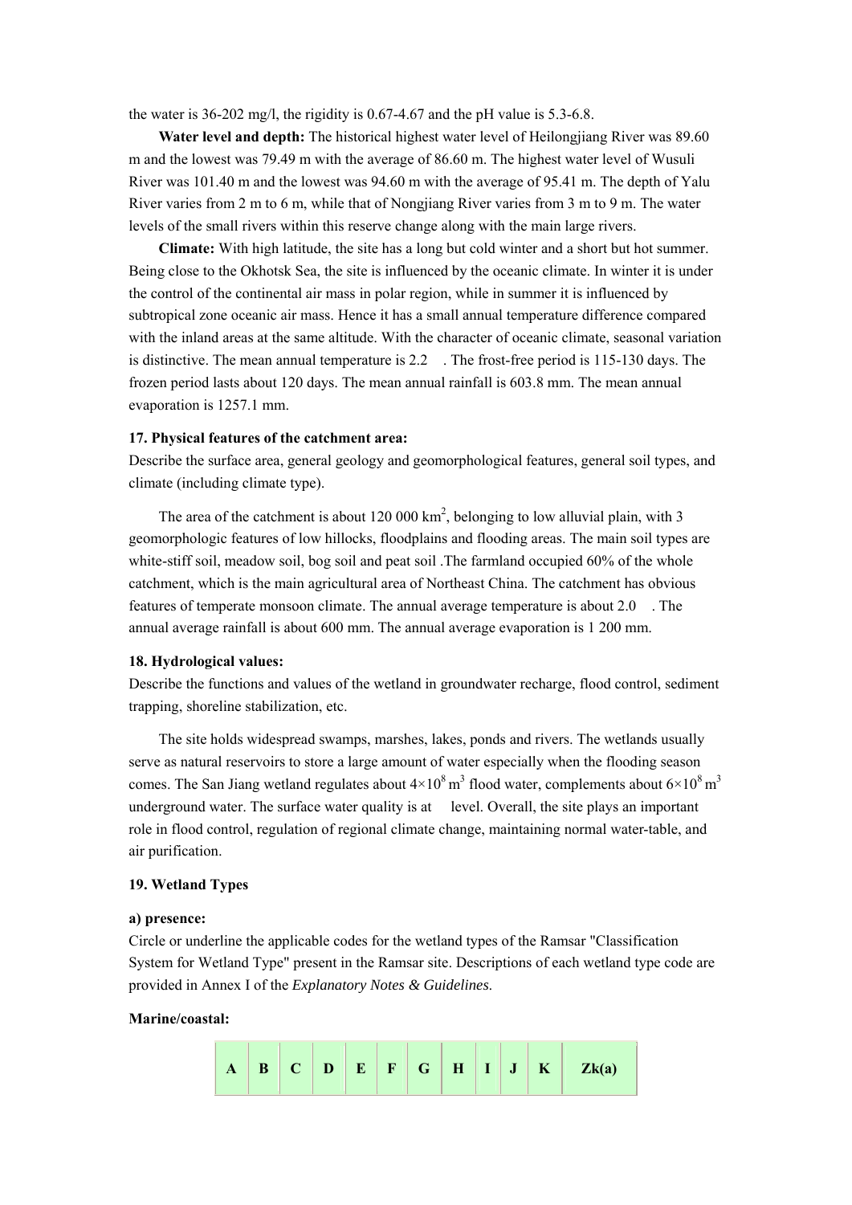the water is 36-202 mg/l, the rigidity is 0.67-4.67 and the pH value is 5.3-6.8.

**Water level and depth:** The historical highest water level of Heilongjiang River was 89.60 m and the lowest was 79.49 m with the average of 86.60 m. The highest water level of Wusuli River was 101.40 m and the lowest was 94.60 m with the average of 95.41 m. The depth of Yalu River varies from 2 m to 6 m, while that of Nongjiang River varies from 3 m to 9 m. The water levels of the small rivers within this reserve change along with the main large rivers.

**Climate:** With high latitude, the site has a long but cold winter and a short but hot summer. Being close to the Okhotsk Sea, the site is influenced by the oceanic climate. In winter it is under the control of the continental air mass in polar region, while in summer it is influenced by subtropical zone oceanic air mass. Hence it has a small annual temperature difference compared with the inland areas at the same altitude. With the character of oceanic climate, seasonal variation is distinctive. The mean annual temperature is 2.2 . The frost-free period is 115-130 days. The frozen period lasts about 120 days. The mean annual rainfall is 603.8 mm. The mean annual evaporation is 1257.1 mm.

**17. Physical features of the catchment area:**

Describe the surface area, general geology and geomorphological features, general soil types, and climate (including climate type).

The area of the catchment is about 120 000 $km^2$, belonging to low alluvial plain, with 3 geomorphologic features of low hillocks, floodplains and flooding areas. The main soil types are white-stiff soil, meadow soil, bog soil and peat soil .The farmland occupied 60% of the whole catchment, which is the main agricultural area of Northeast China. The catchment has obvious features of temperate monsoon climate. The annual average temperature is about 2.0 . The annual average rainfall is about 600 mm. The annual average evaporation is 1 200 mm.

**18. Hydrological values:**

Describe the functions and values of the wetland in groundwater recharge, flood control, sediment trapping, shoreline stabilization, etc.

The site holds widespread swamps, marshes, lakes, ponds and rivers. The wetlands usually serve as natural reservoirs to store a large amount of water especially when the flooding season comes. The San Jiang wetland regulates about $4\times10^8$ $m^3$ flood water, complements about $6\times10^8$ $m^3$ underground water. The surface water quality is at level. Overall, the site plays an important role in flood control, regulation of regional climate change, maintaining normal water-table, and air purification.

**19. Wetland Types**

**a) presence:**

Circle or underline the applicable codes for the wetland types of the Ramsar "Classification System for Wetland Type" present in the Ramsar site. Descriptions of each wetland type code are provided in Annex I of the *Explanatory Notes & Guidelines*.

**Marine/coastal:**

| A | B | C | D | E | F | G | H | I | J | K | Zk(a) |
|---|---|---|---|---|---|---|---|---|---|---|---|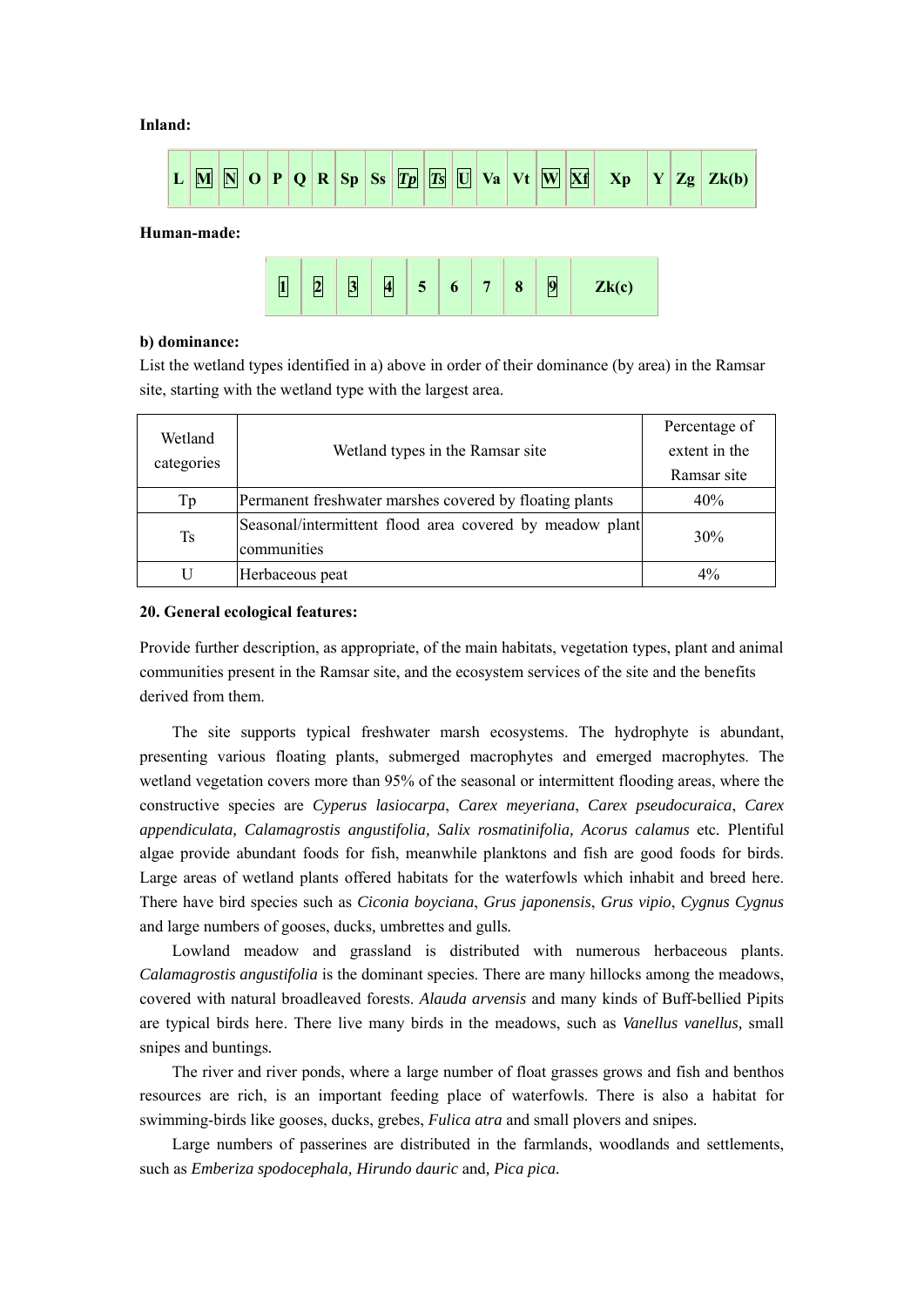**Inland:**

| L | M | N | O | P | Q | R | Sp | Ss | *Tp* | *Ts* | U | Va | Vt | W | Xf | Xp | Y | Zg | Zk(b) |
|---|---|---|---|---|---|---|---|---|---|---|---|---|---|---|---|---|---|---|---|

**Human-made:**

| 1 | 2 | 3 | 4 | 5 | 6 | 7 | 8 | 9 | Zk(c) |
|---|---|---|---|---|---|---|---|---|---|

**b) dominance:**

List the wetland types identified in a) above in order of their dominance (by area) in the Ramsar site, starting with the wetland type with the largest area.

| Wetland categories | Wetland types in the Ramsar site | Percentage of extent in the Ramsar site |
|---|---|---|
| Tp | Permanent freshwater marshes covered by floating plants | 40% |
| Ts | Seasonal/intermittent flood area covered by meadow plant communities | 30% |
| U | Herbaceous peat | 4% |

**20. General ecological features:**

Provide further description, as appropriate, of the main habitats, vegetation types, plant and animal communities present in the Ramsar site, and the ecosystem services of the site and the benefits derived from them.

The site supports typical freshwater marsh ecosystems. The hydrophyte is abundant, presenting various floating plants, submerged macrophytes and emerged macrophytes. The wetland vegetation covers more than 95% of the seasonal or intermittent flooding areas, where the constructive species are *Cyperus lasiocarpa*, *Carex meyeriana*, *Carex pseudocuraica*, *Carex appendiculata, Calamagrostis angustifolia, Salix rosmatinifolia, Acorus calamus* etc. Plentiful algae provide abundant foods for fish, meanwhile planktons and fish are good foods for birds. Large areas of wetland plants offered habitats for the waterfowls which inhabit and breed here. There have bird species such as *Ciconia boyciana*, *Grus japonensis*, *Grus vipio*, *Cygnus Cygnus* and large numbers of gooses, ducks, umbrettes and gulls.

Lowland meadow and grassland is distributed with numerous herbaceous plants. *Calamagrostis angustifolia* is the dominant species. There are many hillocks among the meadows, covered with natural broadleaved forests. *Alauda arvensis* and many kinds of Buff-bellied Pipits are typical birds here. There live many birds in the meadows, such as *Vanellus vanellus,* small snipes and buntings.

The river and river ponds, where a large number of float grasses grows and fish and benthos resources are rich, is an important feeding place of waterfowls. There is also a habitat for swimming-birds like gooses, ducks, grebes, *Fulica atra* and small plovers and snipes.

Large numbers of passerines are distributed in the farmlands, woodlands and settlements, such as *Emberiza spodocephala, Hirundo dauric* and*, Pica pica.*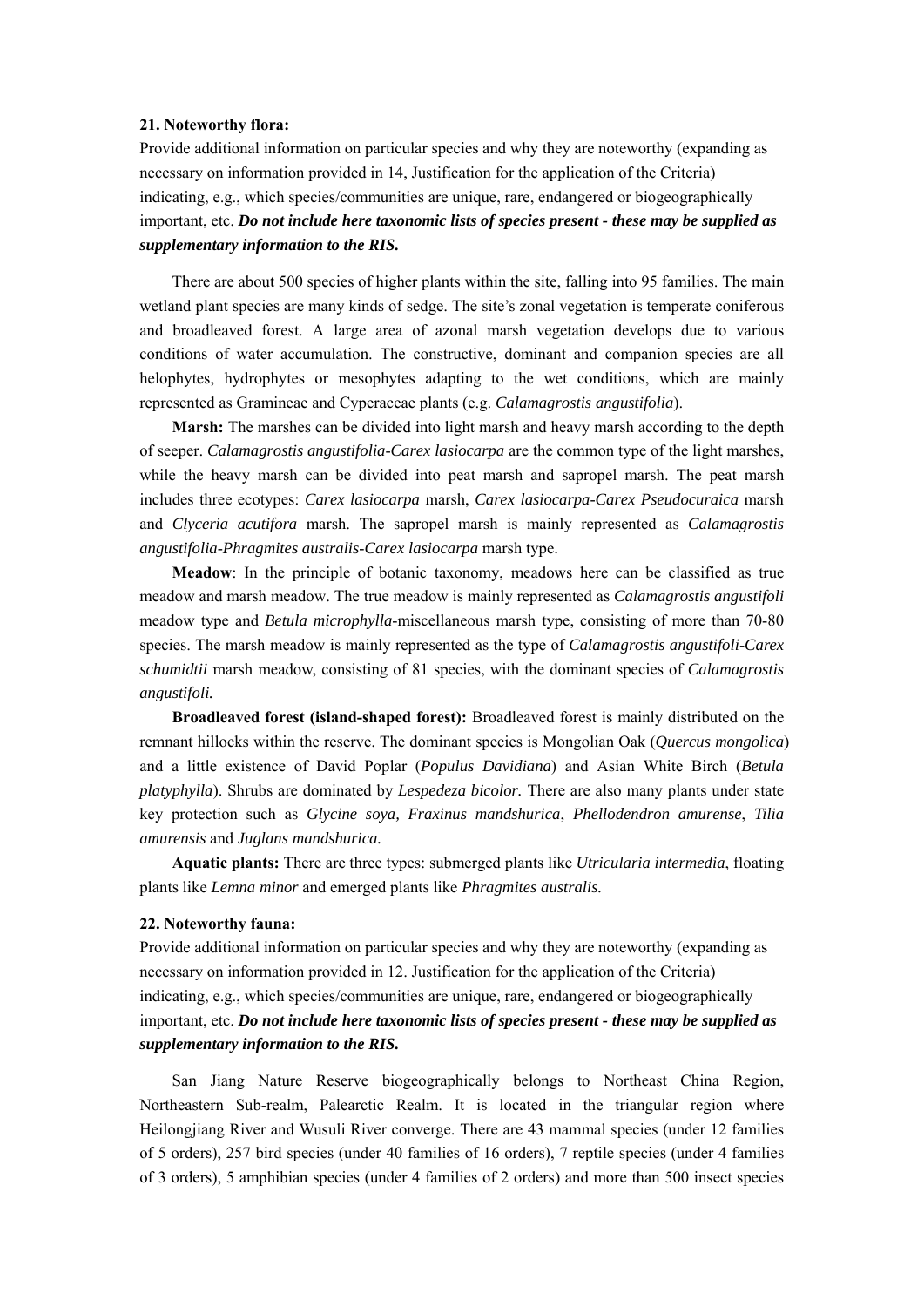**21. Noteworthy flora:**

Provide additional information on particular species and why they are noteworthy (expanding as necessary on information provided in 14, Justification for the application of the Criteria) indicating, e.g., which species/communities are unique, rare, endangered or biogeographically important, etc. ***Do not include here taxonomic lists of species present - these may be supplied as supplementary information to the RIS.***

There are about 500 species of higher plants within the site, falling into 95 families. The main wetland plant species are many kinds of sedge. The site's zonal vegetation is temperate coniferous and broadleaved forest. A large area of azonal marsh vegetation develops due to various conditions of water accumulation. The constructive, dominant and companion species are all helophytes, hydrophytes or mesophytes adapting to the wet conditions, which are mainly represented as Gramineae and Cyperaceae plants (e.g. *Calamagrostis angustifolia*).

**Marsh:** The marshes can be divided into light marsh and heavy marsh according to the depth of seeper. *Calamagrostis angustifolia-Carex lasiocarpa* are the common type of the light marshes, while the heavy marsh can be divided into peat marsh and sapropel marsh. The peat marsh includes three ecotypes: *Carex lasiocarpa* marsh, *Carex lasiocarpa-Carex Pseudocuraica* marsh and *Clyceria acutifora* marsh. The sapropel marsh is mainly represented as *Calamagrostis angustifolia-Phragmites australis-Carex lasiocarpa* marsh type.

**Meadow**: In the principle of botanic taxonomy, meadows here can be classified as true meadow and marsh meadow. The true meadow is mainly represented as *Calamagrostis angustifoli* meadow type and *Betula microphylla*-miscellaneous marsh type, consisting of more than 70-80 species. The marsh meadow is mainly represented as the type of *Calamagrostis angustifoli-Carex schumidtii* marsh meadow, consisting of 81 species, with the dominant species of *Calamagrostis angustifoli.*

**Broadleaved forest (island-shaped forest):** Broadleaved forest is mainly distributed on the remnant hillocks within the reserve. The dominant species is Mongolian Oak (*Quercus mongolica*) and a little existence of David Poplar (*Populus Davidiana*) and Asian White Birch (*Betula platyphylla*). Shrubs are dominated by *Lespedeza bicolor.* There are also many plants under state key protection such as *Glycine soya, Fraxinus mandshurica*, *Phellodendron amurense*, *Tilia amurensis* and *Juglans mandshurica.*

**Aquatic plants:** There are three types: submerged plants like *Utricularia intermedia*, floating plants like *Lemna minor* and emerged plants like *Phragmites australis.*

**22. Noteworthy fauna:**

Provide additional information on particular species and why they are noteworthy (expanding as necessary on information provided in 12. Justification for the application of the Criteria) indicating, e.g., which species/communities are unique, rare, endangered or biogeographically important, etc. ***Do not include here taxonomic lists of species present - these may be supplied as supplementary information to the RIS.***

San Jiang Nature Reserve biogeographically belongs to Northeast China Region, Northeastern Sub-realm, Palearctic Realm. It is located in the triangular region where Heilongjiang River and Wusuli River converge. There are 43 mammal species (under 12 families of 5 orders), 257 bird species (under 40 families of 16 orders), 7 reptile species (under 4 families of 3 orders), 5 amphibian species (under 4 families of 2 orders) and more than 500 insect species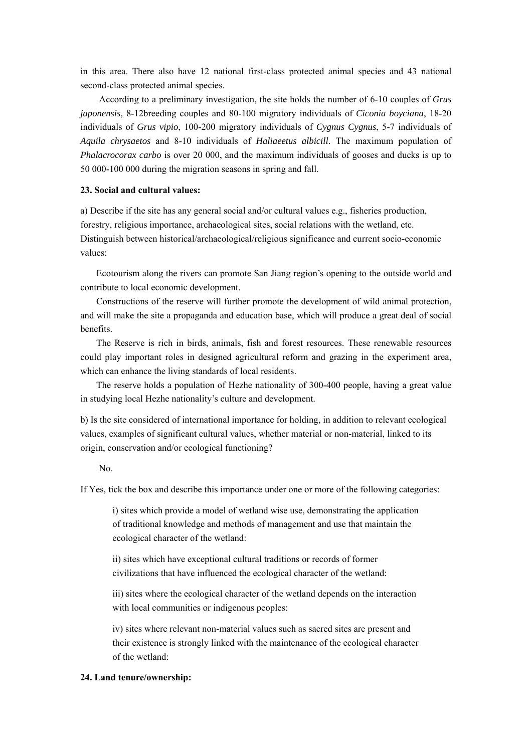in this area. There also have 12 national first-class protected animal species and 43 national second-class protected animal species.

According to a preliminary investigation, the site holds the number of 6-10 couples of *Grus japonensis*, 8-12breeding couples and 80-100 migratory individuals of *Ciconia boyciana*, 18-20 individuals of *Grus vipio*, 100-200 migratory individuals of *Cygnus Cygnus*, 5-7 individuals of *Aquila chrysaetos* and 8-10 individuals of *Haliaeetus albicill*. The maximum population of *Phalacrocorax carbo* is over 20 000, and the maximum individuals of gooses and ducks is up to 50 000-100 000 during the migration seasons in spring and fall.

**23. Social and cultural values:**

a) Describe if the site has any general social and/or cultural values e.g., fisheries production, forestry, religious importance, archaeological sites, social relations with the wetland, etc. Distinguish between historical/archaeological/religious significance and current socio-economic values:

Ecotourism along the rivers can promote San Jiang region's opening to the outside world and contribute to local economic development.

Constructions of the reserve will further promote the development of wild animal protection, and will make the site a propaganda and education base, which will produce a great deal of social benefits.

The Reserve is rich in birds, animals, fish and forest resources. These renewable resources could play important roles in designed agricultural reform and grazing in the experiment area, which can enhance the living standards of local residents.

The reserve holds a population of Hezhe nationality of 300-400 people, having a great value in studying local Hezhe nationality's culture and development.

b) Is the site considered of international importance for holding, in addition to relevant ecological values, examples of significant cultural values, whether material or non-material, linked to its origin, conservation and/or ecological functioning?

No.

If Yes, tick the box and describe this importance under one or more of the following categories:

i) sites which provide a model of wetland wise use, demonstrating the application of traditional knowledge and methods of management and use that maintain the ecological character of the wetland:

ii) sites which have exceptional cultural traditions or records of former civilizations that have influenced the ecological character of the wetland:

iii) sites where the ecological character of the wetland depends on the interaction with local communities or indigenous peoples:

iv) sites where relevant non-material values such as sacred sites are present and their existence is strongly linked with the maintenance of the ecological character of the wetland:

**24. Land tenure/ownership:**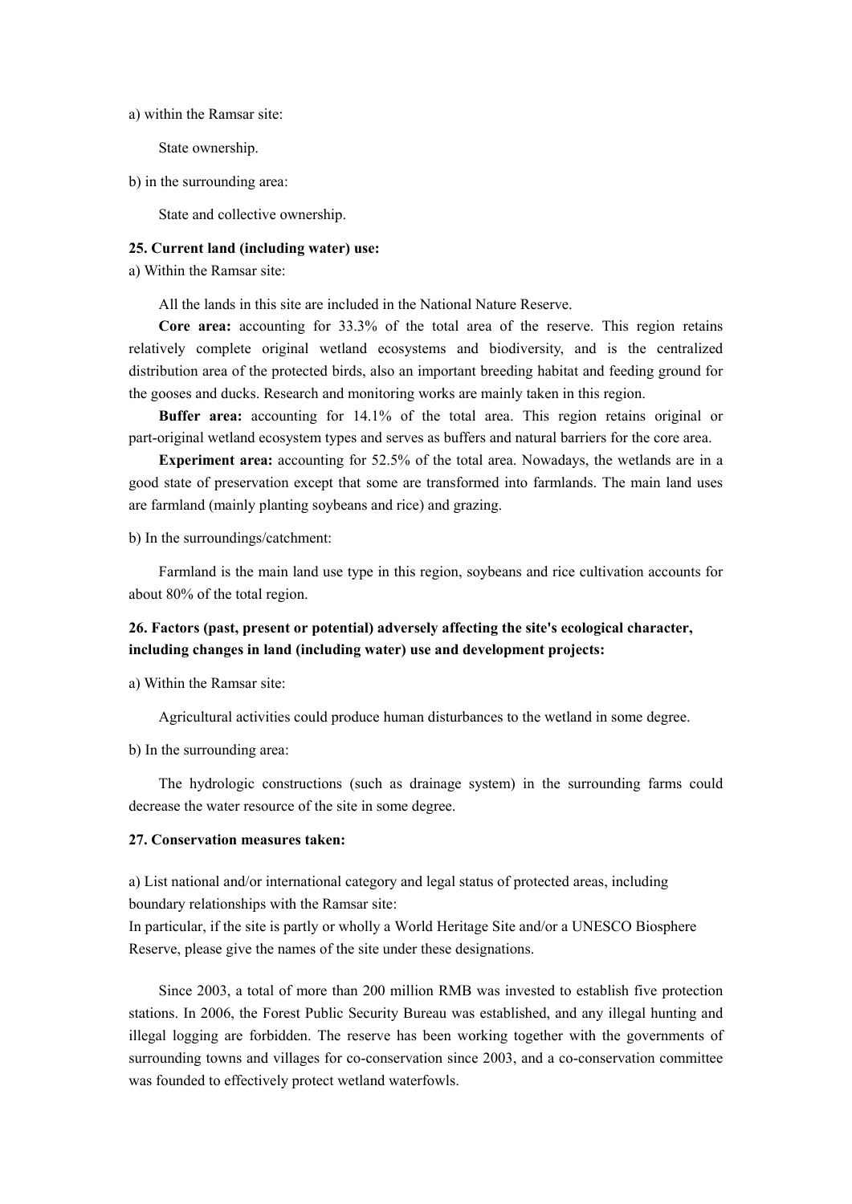a) within the Ramsar site:

State ownership.

b) in the surrounding area:

State and collective ownership.

**25. Current land (including water) use:**

a) Within the Ramsar site:

All the lands in this site are included in the National Nature Reserve.

**Core area:** accounting for 33.3% of the total area of the reserve. This region retains relatively complete original wetland ecosystems and biodiversity, and is the centralized distribution area of the protected birds, also an important breeding habitat and feeding ground for the gooses and ducks. Research and monitoring works are mainly taken in this region.

**Buffer area:** accounting for 14.1% of the total area. This region retains original or part-original wetland ecosystem types and serves as buffers and natural barriers for the core area.

**Experiment area:** accounting for 52.5% of the total area. Nowadays, the wetlands are in a good state of preservation except that some are transformed into farmlands. The main land uses are farmland (mainly planting soybeans and rice) and grazing.

b) In the surroundings/catchment:

Farmland is the main land use type in this region, soybeans and rice cultivation accounts for about 80% of the total region.

**26. Factors (past, present or potential) adversely affecting the site's ecological character, including changes in land (including water) use and development projects:**

a) Within the Ramsar site:

Agricultural activities could produce human disturbances to the wetland in some degree.

b) In the surrounding area:

The hydrologic constructions (such as drainage system) in the surrounding farms could decrease the water resource of the site in some degree.

**27. Conservation measures taken:**

a) List national and/or international category and legal status of protected areas, including boundary relationships with the Ramsar site:
In particular, if the site is partly or wholly a World Heritage Site and/or a UNESCO Biosphere Reserve, please give the names of the site under these designations.

Since 2003, a total of more than 200 million RMB was invested to establish five protection stations. In 2006, the Forest Public Security Bureau was established, and any illegal hunting and illegal logging are forbidden. The reserve has been working together with the governments of surrounding towns and villages for co-conservation since 2003, and a co-conservation committee was founded to effectively protect wetland waterfowls.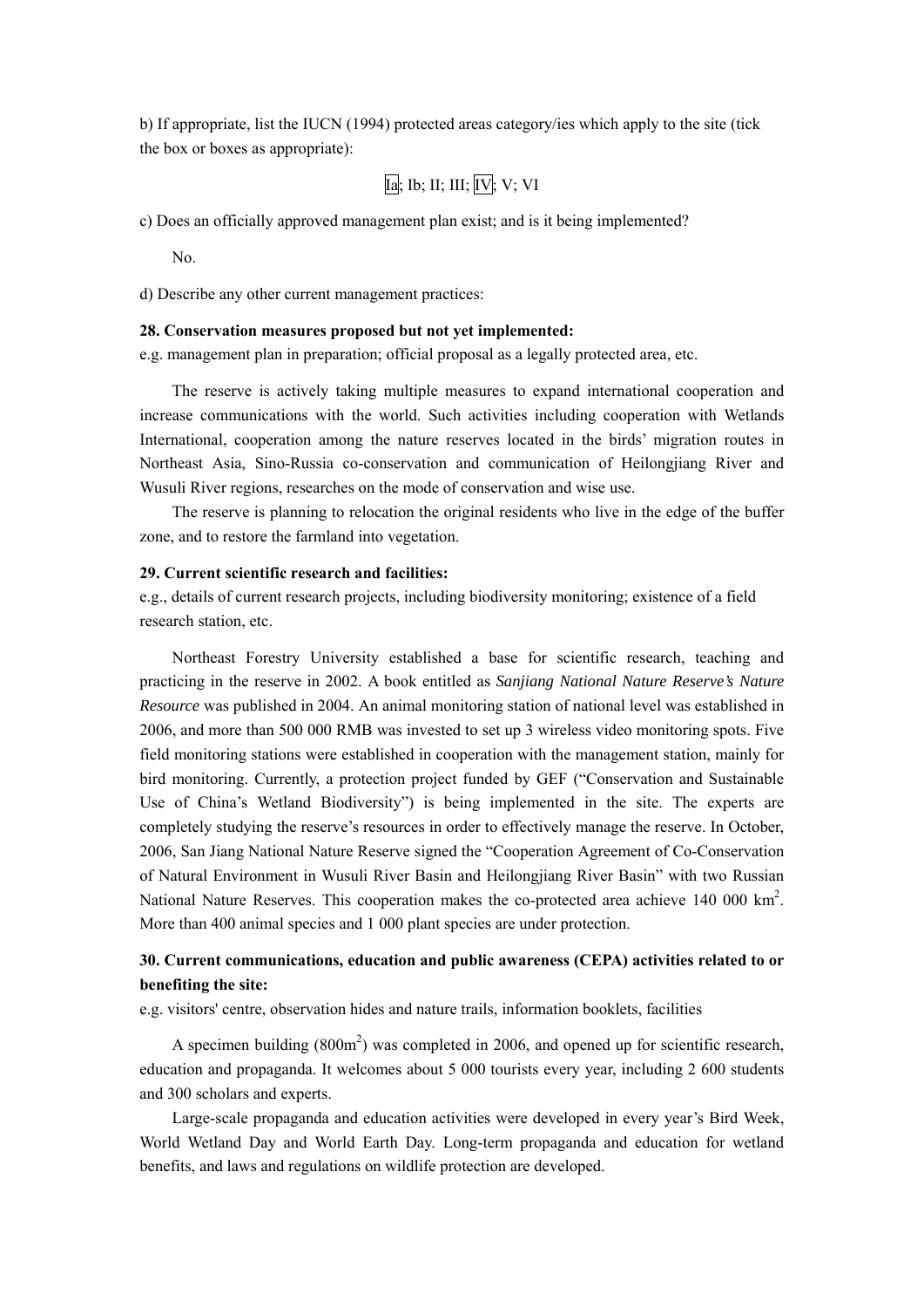b) If appropriate, list the IUCN (1994) protected areas category/ies which apply to the site (tick the box or boxes as appropriate):

[Ia]; Ib; II; III; [IV]; V; VI

c) Does an officially approved management plan exist; and is it being implemented?

No.

d) Describe any other current management practices:

**28. Conservation measures proposed but not yet implemented:**

e.g. management plan in preparation; official proposal as a legally protected area, etc.

The reserve is actively taking multiple measures to expand international cooperation and increase communications with the world. Such activities including cooperation with Wetlands International, cooperation among the nature reserves located in the birds' migration routes in Northeast Asia, Sino-Russia co-conservation and communication of Heilongjiang River and Wusuli River regions, researches on the mode of conservation and wise use.

The reserve is planning to relocation the original residents who live in the edge of the buffer zone, and to restore the farmland into vegetation.

**29. Current scientific research and facilities:**

e.g., details of current research projects, including biodiversity monitoring; existence of a field research station, etc.

Northeast Forestry University established a base for scientific research, teaching and practicing in the reserve in 2002. A book entitled as *Sanjiang National Nature Reserve's Nature Resource* was published in 2004. An animal monitoring station of national level was established in 2006, and more than 500 000 RMB was invested to set up 3 wireless video monitoring spots. Five field monitoring stations were established in cooperation with the management station, mainly for bird monitoring. Currently, a protection project funded by GEF ("Conservation and Sustainable Use of China's Wetland Biodiversity") is being implemented in the site. The experts are completely studying the reserve's resources in order to effectively manage the reserve. In October, 2006, San Jiang National Nature Reserve signed the "Cooperation Agreement of Co-Conservation of Natural Environment in Wusuli River Basin and Heilongjiang River Basin" with two Russian National Nature Reserves. This cooperation makes the co-protected area achieve 140 000 $km^2$. More than 400 animal species and 1 000 plant species are under protection.

**30. Current communications, education and public awareness (CEPA) activities related to or benefiting the site:**

e.g. visitors' centre, observation hides and nature trails, information booklets, facilities

A specimen building (800$m^2$) was completed in 2006, and opened up for scientific research, education and propaganda. It welcomes about 5 000 tourists every year, including 2 600 students and 300 scholars and experts.

Large-scale propaganda and education activities were developed in every year's Bird Week, World Wetland Day and World Earth Day. Long-term propaganda and education for wetland benefits, and laws and regulations on wildlife protection are developed.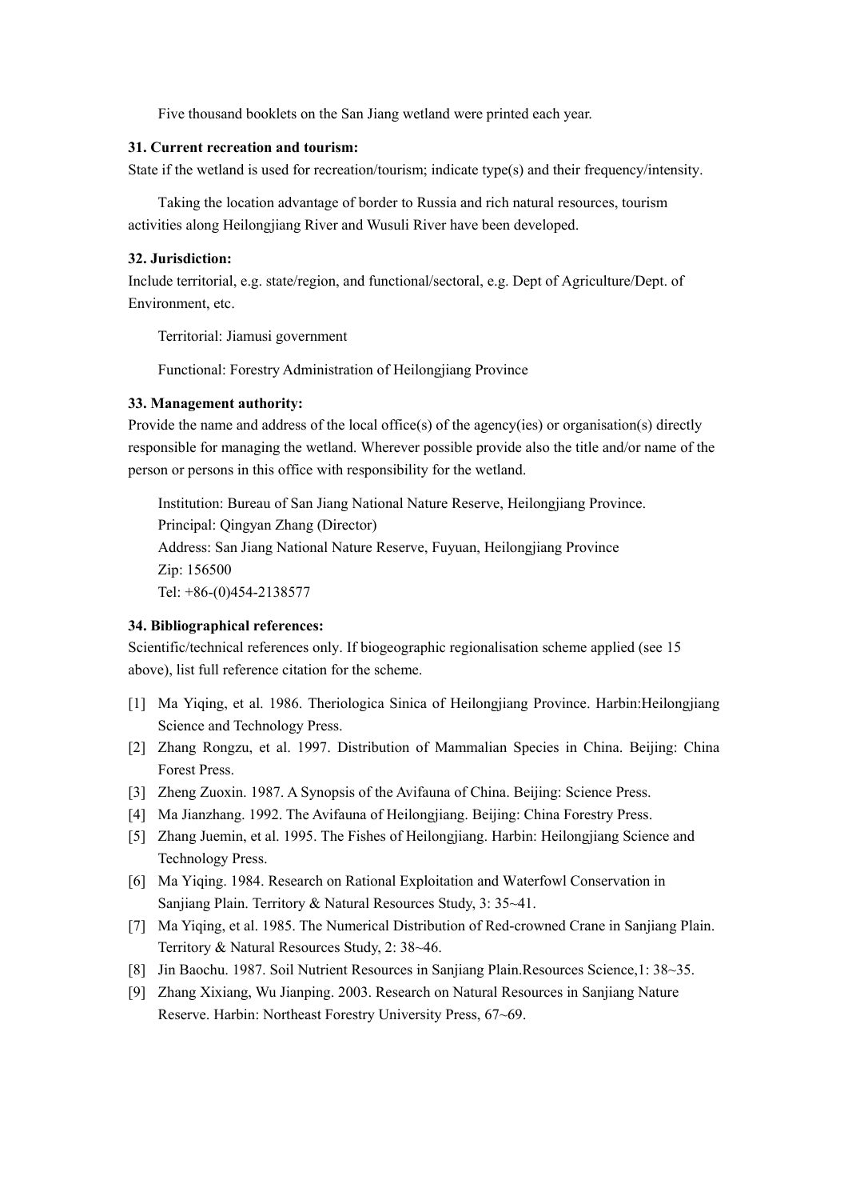Five thousand booklets on the San Jiang wetland were printed each year.

**31. Current recreation and tourism:**

State if the wetland is used for recreation/tourism; indicate type(s) and their frequency/intensity.

Taking the location advantage of border to Russia and rich natural resources, tourism activities along Heilongjiang River and Wusuli River have been developed.

**32. Jurisdiction:**

Include territorial, e.g. state/region, and functional/sectoral, e.g. Dept of Agriculture/Dept. of Environment, etc.

Territorial: Jiamusi government

Functional: Forestry Administration of Heilongjiang Province

**33. Management authority:**

Provide the name and address of the local office(s) of the agency(ies) or organisation(s) directly responsible for managing the wetland. Wherever possible provide also the title and/or name of the person or persons in this office with responsibility for the wetland.

Institution: Bureau of San Jiang National Nature Reserve, Heilongjiang Province.
Principal: Qingyan Zhang (Director)
Address: San Jiang National Nature Reserve, Fuyuan, Heilongjiang Province
Zip: 156500
Tel: +86-(0)454-2138577

**34. Bibliographical references:**

Scientific/technical references only. If biogeographic regionalisation scheme applied (see 15 above), list full reference citation for the scheme.

[1] Ma Yiqing, et al. 1986. Theriologica Sinica of Heilongjiang Province. Harbin:Heilongjiang Science and Technology Press.

[2] Zhang Rongzu, et al. 1997. Distribution of Mammalian Species in China. Beijing: China Forest Press.

[3] Zheng Zuoxin. 1987. A Synopsis of the Avifauna of China. Beijing: Science Press.

[4] Ma Jianzhang. 1992. The Avifauna of Heilongjiang. Beijing: China Forestry Press.

[5] Zhang Juemin, et al. 1995. The Fishes of Heilongjiang. Harbin: Heilongjiang Science and Technology Press.

[6] Ma Yiqing. 1984. Research on Rational Exploitation and Waterfowl Conservation in Sanjiang Plain. Territory & Natural Resources Study, 3: 35~41.

[7] Ma Yiqing, et al. 1985. The Numerical Distribution of Red-crowned Crane in Sanjiang Plain. Territory & Natural Resources Study, 2: 38~46.

[8] Jin Baochu. 1987. Soil Nutrient Resources in Sanjiang Plain.Resources Science,1: 38~35.

[9] Zhang Xixiang, Wu Jianping. 2003. Research on Natural Resources in Sanjiang Nature Reserve. Harbin: Northeast Forestry University Press, 67~69.